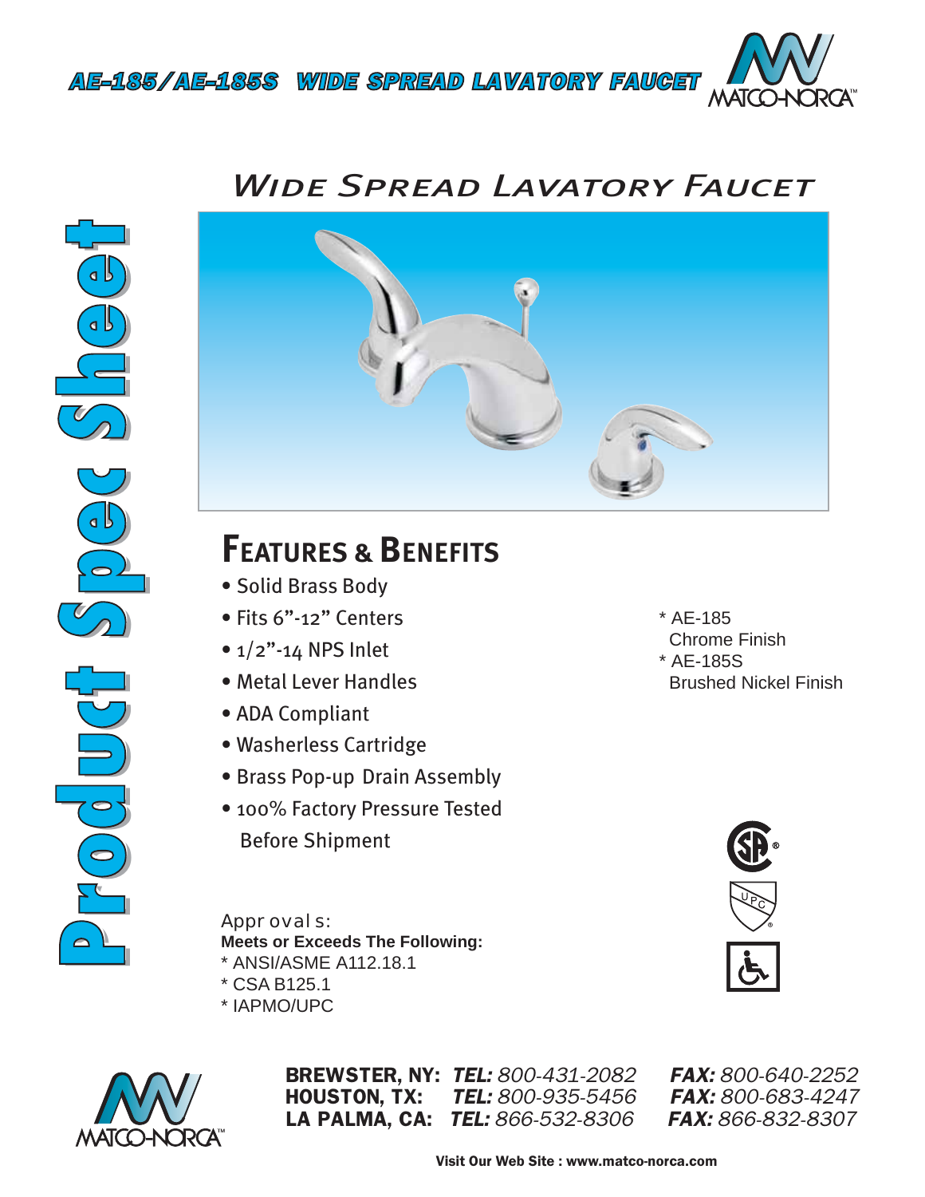# AE-185/AE-185S WIDE SPREAD LAVATORY FAUCET

MATCO-NORCA™

Product Spec Sheet

## Wide Spread Lavatory Faucet

## Features & Benefits

- Solid Brass Body
- Fits 6"-12" Centers
- 1/2"-14 NPS Inlet
- Metal Lever Handles
- ADA Compliant
- Washerless Cartridge
- Brass Pop-up Drain Assembly
- 100% Factory Pressure Tested Before Shipment

* AE-185
  Chrome Finish
* AE-185S
  Brushed Nickel Finish

Approvals:

**Meets or Exceeds The Following:**

* ANSI/ASME A112.18.1
* CSA B125.1
* IAPMO/UPC

MATCO-NORCA™

**BREWSTER, NY:** ***TEL:*** *800-431-2082* ***FAX:*** *800-640-2252*
**HOUSTON, TX:** ***TEL:*** *800-935-5456* ***FAX:*** *800-683-4247*
**LA PALMA, CA:** ***TEL:*** *866-532-8306* ***FAX:*** *866-832-8307*

**Visit Our Web Site : www.matco-norca.com**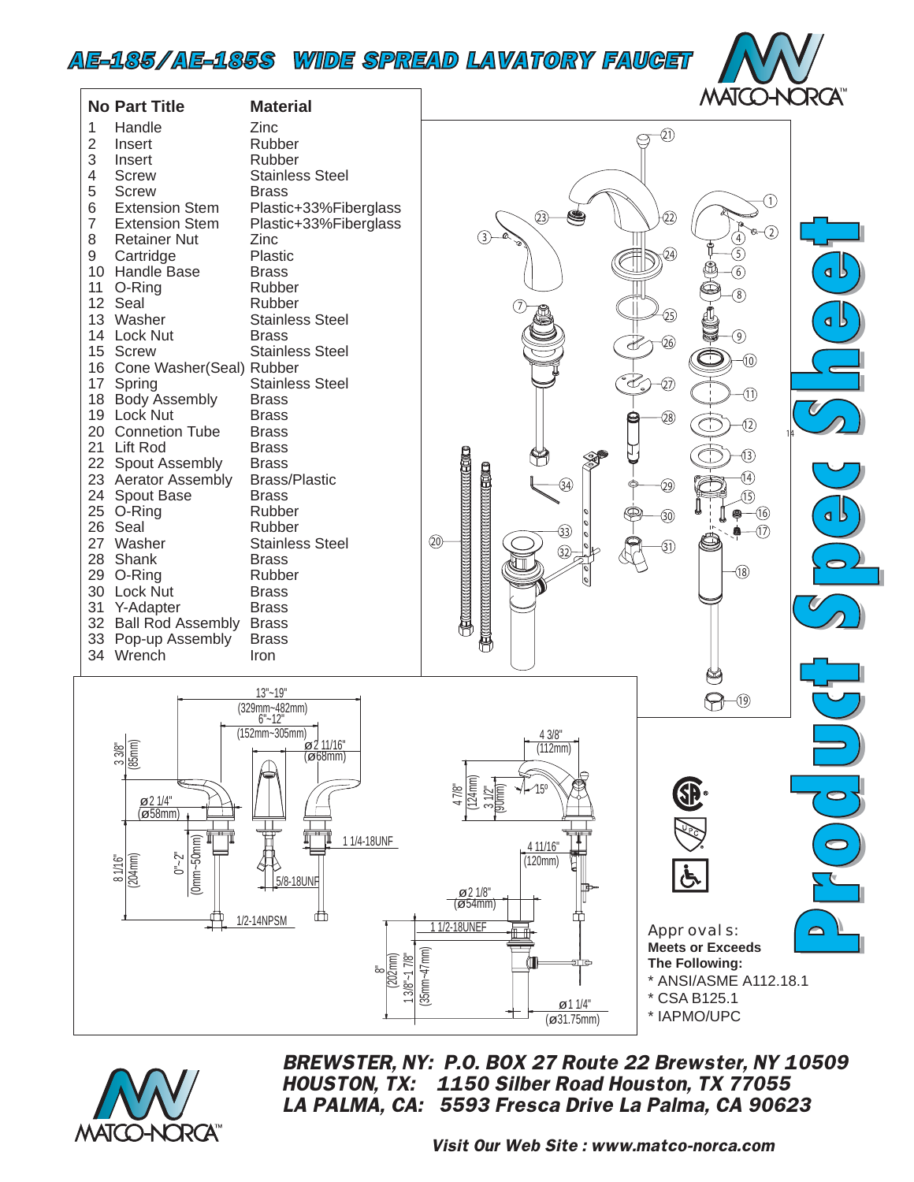# AE-185/AE-185S WIDE SPREAD LAVATORY FAUCET

MATCO-NORCA™

| No | Part Title | Material |
|---|---|---|
| 1 | Handle | Zinc |
| 2 | Insert | Rubber |
| 3 | Insert | Rubber |
| 4 | Screw | Stainless Steel |
| 5 | Screw | Brass |
| 6 | Extension Stem | Plastic+33%Fiberglass |
| 7 | Extension Stem | Plastic+33%Fiberglass |
| 8 | Retainer Nut | Zinc |
| 9 | Cartridge | Plastic |
| 10 | Handle Base | Brass |
| 11 | O-Ring | Rubber |
| 12 | Seal | Rubber |
| 13 | Washer | Stainless Steel |
| 14 | Lock Nut | Brass |
| 15 | Screw | Stainless Steel |
| 16 | Cone Washer(Seal) | Rubber |
| 17 | Spring | Stainless Steel |
| 18 | Body Assembly | Brass |
| 19 | Lock Nut | Brass |
| 20 | Connetion Tube | Brass |
| 21 | Lift Rod | Brass |
| 22 | Spout Assembly | Brass |
| 23 | Aerator Assembly | Brass/Plastic |
| 24 | Spout Base | Brass |
| 25 | O-Ring | Rubber |
| 26 | Seal | Rubber |
| 27 | Washer | Stainless Steel |
| 28 | Shank | Brass |
| 29 | O-Ring | Rubber |
| 30 | Lock Nut | Brass |
| 31 | Y-Adapter | Brass |
| 32 | Ball Rod Assembly | Brass |
| 33 | Pop-up Assembly | Brass |
| 34 | Wrench | Iron |

13"~19"
(329mm~482mm)
6"~12"
(152mm~305mm)
ø2 11/16"
(ø68mm)
3 3/8"
(85mm)
ø2 1/4"
(ø58mm)
8 1/16"
(204mm)
0"~2"
(0mm~50mm)
1 1/4-18UNF
5/8-18UNF
1/2-14NPSM
4 3/8"
(112mm)
4 7/8"
(124mm)
3 1/2"
(90mm)
15°
4 11/16"
(120mm)
ø2 1/8"
(ø54mm)
1 1/2-18UNEF
8"
(202mm)
1 3/8"~1 7/8"
(35mm~47mm)
ø1 1/4"
(ø31.75mm)

**Product Spec Sheet**

Approvals:
**Meets or Exceeds The Following:**
- ANSI/ASME A112.18.1
- CSA B125.1
- IAPMO/UPC

***BREWSTER, NY: P.O. BOX 27 Route 22 Brewster, NY 10509***
***HOUSTON, TX: 1150 Silber Road Houston, TX 77055***
***LA PALMA, CA: 5593 Fresca Drive La Palma, CA 90623***

MATCO-NORCA™

***Visit Our Web Site : www.matco-norca.com***